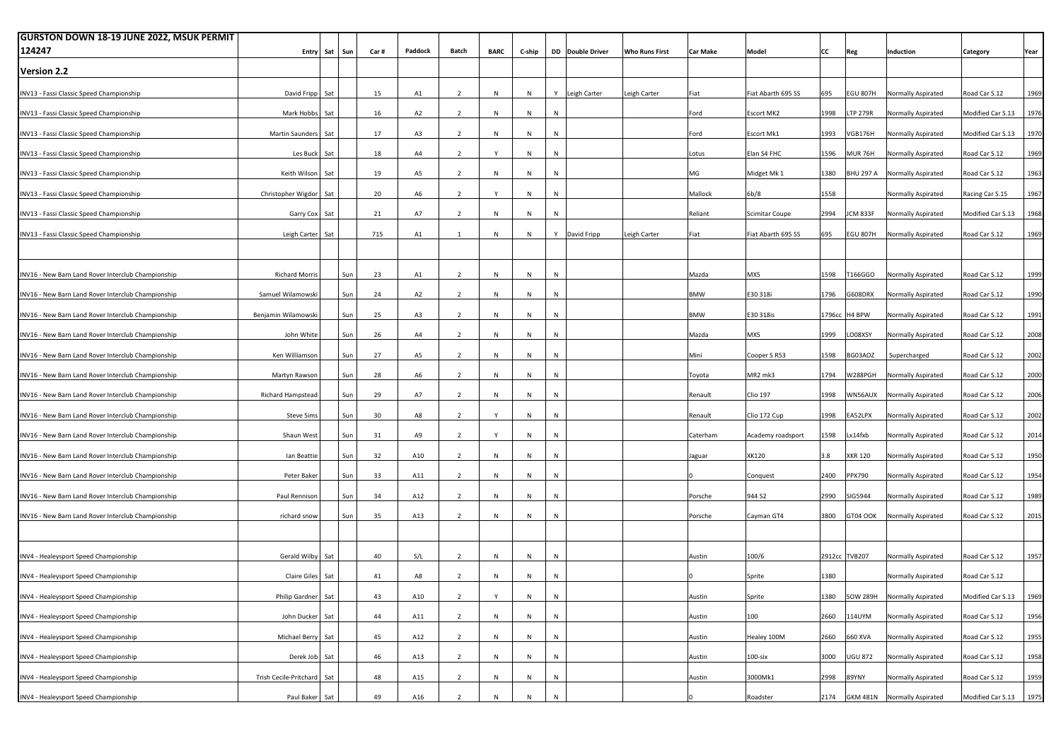| GURSTON DOWN 18-19 JUNE 2022, MSUK PERMIT 124247 | Entry | Sat | Sun | Car # | Paddock | Batch | BARC | C-ship | DD | Double Driver | Who Runs First | Car Make | Model | CC | Reg | Induction | Category | Year |
|---|---|---|---|---|---|---|---|---|---|---|---|---|---|---|---|---|---|---|
| **Version 2.2** | | | | | | | | | | | | | | | | | | |
| INV13 - Fassi Classic Speed Championship | David Fripp | Sat | | 15 | A1 | 2 | N | N | Y | Leigh Carter | Leigh Carter | Fiat | Fiat Abarth 695 SS | 695 | EGU 807H | Normally Aspirated | Road Car S.12 | 1969 |
| INV13 - Fassi Classic Speed Championship | Mark Hobbs | Sat | | 16 | A2 | 2 | N | N | N | | | Ford | Escort MK2 | 1998 | LTP 279R | Normally Aspirated | Modified Car S.13 | 1976 |
| INV13 - Fassi Classic Speed Championship | Martin Saunders | Sat | | 17 | A3 | 2 | N | N | N | | | Ford | Escort Mk1 | 1993 | VGB176H | Normally Aspirated | Modified Car S.13 | 1970 |
| INV13 - Fassi Classic Speed Championship | Les Buck | Sat | | 18 | A4 | 2 | Y | N | N | | | Lotus | Elan S4 FHC | 1596 | MUR 76H | Normally Aspirated | Road Car S.12 | 1969 |
| INV13 - Fassi Classic Speed Championship | Keith Wilson | Sat | | 19 | A5 | 2 | N | N | N | | | MG | Midget Mk 1 | 1380 | BHU 297 A | Normally Aspirated | Road Car S.12 | 1963 |
| INV13 - Fassi Classic Speed Championship | Christopher Wigdor | Sat | | 20 | A6 | 2 | Y | N | N | | | Mallock | 6b/8 | 1558 | | Normally Aspirated | Racing Car S.15 | 1967 |
| INV13 - Fassi Classic Speed Championship | Garry Cox | Sat | | 21 | A7 | 2 | N | N | N | | | Reliant | Scimitar Coupe | 2994 | JCM 833F | Normally Aspirated | Modified Car S.13 | 1968 |
| INV13 - Fassi Classic Speed Championship | Leigh Carter | Sat | | 715 | A1 | 1 | N | N | Y | David Fripp | Leigh Carter | Fiat | Fiat Abarth 695 SS | 695 | EGU 807H | Normally Aspirated | Road Car S.12 | 1969 |
| | | | | | | | | | | | | | | | | | | |
| INV16 - New Barn Land Rover Interclub Championship | Richard Morris | | Sun | 23 | A1 | 2 | N | N | N | | | Mazda | MX5 | 1598 | T166GGO | Normally Aspirated | Road Car S.12 | 1999 |
| INV16 - New Barn Land Rover Interclub Championship | Samuel Wilamowski | | Sun | 24 | A2 | 2 | N | N | N | | | BMW | E30 318i | 1796 | G608DRX | Normally Aspirated | Road Car S.12 | 1990 |
| INV16 - New Barn Land Rover Interclub Championship | Benjamin Wilamowski | | Sun | 25 | A3 | 2 | N | N | N | | | BMW | E30 318is | 1796cc | H4 BPW | Normally Aspirated | Road Car S.12 | 1991 |
| INV16 - New Barn Land Rover Interclub Championship | John White | | Sun | 26 | A4 | 2 | N | N | N | | | Mazda | MX5 | 1999 | LO08XSY | Normally Aspirated | Road Car S.12 | 2008 |
| INV16 - New Barn Land Rover Interclub Championship | Ken Williamson | | Sun | 27 | A5 | 2 | N | N | N | | | Mini | Cooper S R53 | 1598 | BG03AOZ | Supercharged | Road Car S.12 | 2002 |
| INV16 - New Barn Land Rover Interclub Championship | Martyn Rawson | | Sun | 28 | A6 | 2 | N | N | N | | | Toyota | MR2 mk3 | 1794 | W288PGH | Normally Aspirated | Road Car S.12 | 2000 |
| INV16 - New Barn Land Rover Interclub Championship | Richard Hampstead | | Sun | 29 | A7 | 2 | N | N | N | | | Renault | Clio 197 | 1998 | WN56AUX | Normally Aspirated | Road Car S.12 | 2006 |
| INV16 - New Barn Land Rover Interclub Championship | Steve Sims | | Sun | 30 | A8 | 2 | Y | N | N | | | Renault | Clio 172 Cup | 1998 | EA52LPX | Normally Aspirated | Road Car S.12 | 2002 |
| INV16 - New Barn Land Rover Interclub Championship | Shaun West | | Sun | 31 | A9 | 2 | Y | N | N | | | Caterham | Academy roadsport | 1598 | Lx14fxb | Normally Aspirated | Road Car S.12 | 2014 |
| INV16 - New Barn Land Rover Interclub Championship | Ian Beattie | | Sun | 32 | A10 | 2 | N | N | N | | | Jaguar | XK120 | 3.8 | XKR 120 | Normally Aspirated | Road Car S.12 | 1950 |
| INV16 - New Barn Land Rover Interclub Championship | Peter Baker | | Sun | 33 | A11 | 2 | N | N | N | | | 0 | Conquest | 2400 | PPX790 | Normally Aspirated | Road Car S.12 | 1954 |
| INV16 - New Barn Land Rover Interclub Championship | Paul Rennison | | Sun | 34 | A12 | 2 | N | N | N | | | Porsche | 944 S2 | 2990 | SIG5944 | Normally Aspirated | Road Car S.12 | 1989 |
| INV16 - New Barn Land Rover Interclub Championship | richard snow | | Sun | 35 | A13 | 2 | N | N | N | | | Porsche | Cayman GT4 | 3800 | GT04 OOK | Normally Aspirated | Road Car S.12 | 2015 |
| | | | | | | | | | | | | | | | | | | |
| INV4 - Healeysport Speed Championship | Gerald Wilby | Sat | | 40 | S/L | 2 | N | N | N | | | Austin | 100/6 | 2912cc | TVB207 | Normally Aspirated | Road Car S.12 | 1957 |
| INV4 - Healeysport Speed Championship | Claire Giles | Sat | | 41 | A8 | 2 | N | N | N | | | 0 | Sprite | 1380 | | Normally Aspirated | Road Car S.12 | |
| INV4 - Healeysport Speed Championship | Philip Gardner | Sat | | 43 | A10 | 2 | Y | N | N | | | Austin | Sprite | 1380 | SOW 289H | Normally Aspirated | Modified Car S.13 | 1969 |
| INV4 - Healeysport Speed Championship | John Ducker | Sat | | 44 | A11 | 2 | N | N | N | | | Austin | 100 | 2660 | 114UYM | Normally Aspirated | Road Car S.12 | 1956 |
| INV4 - Healeysport Speed Championship | Michael Berry | Sat | | 45 | A12 | 2 | N | N | N | | | Austin | Healey 100M | 2660 | 660 XVA | Normally Aspirated | Road Car S.12 | 1955 |
| INV4 - Healeysport Speed Championship | Derek Job | Sat | | 46 | A13 | 2 | N | N | N | | | Austin | 100-six | 3000 | UGU 872 | Normally Aspirated | Road Car S.12 | 1958 |
| INV4 - Healeysport Speed Championship | Trish Cecile-Pritchard | Sat | | 48 | A15 | 2 | N | N | N | | | Austin | 3000Mk1 | 2998 | 89YNY | Normally Aspirated | Road Car S.12 | 1959 |
| INV4 - Healeysport Speed Championship | Paul Baker | Sat | | 49 | A16 | 2 | N | N | N | | | 0 | Roadster | 2174 | GKM 481N | Normally Aspirated | Modified Car S.13 | 1975 |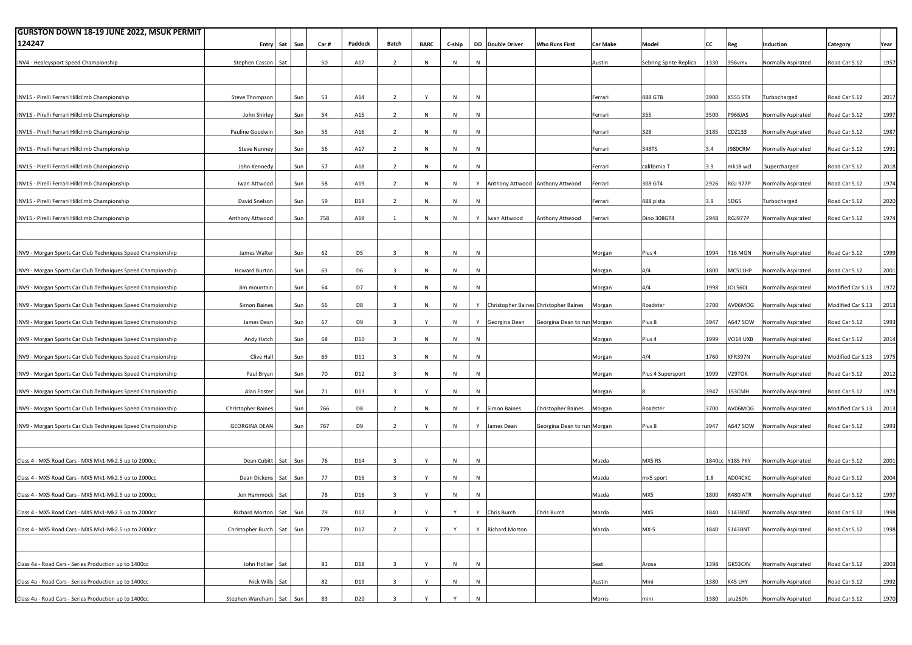| GURSTON DOWN 18-19 JUNE 2022, MSUK PERMIT 124247 | Entry | Sat | Sun | Car # | Paddock | Batch | BARC | C-ship | DD | Double Driver | Who Runs First | Car Make | Model | CC | Reg | Induction | Category | Year |
|---|---|---|---|---|---|---|---|---|---|---|---|---|---|---|---|---|---|---|
| INV4 - Healeysport Speed Championship | Stephen Casson | Sat | | 50 | A17 | 2 | N | N | N | | | Austin | Sebring Sprite Replica | 1330 | 956vmv | Normally Aspirated | Road Car S.12 | 1957 |
| | | | | | | | | | | | | | | | | | | |
| INV15 - Pirelli Ferrari Hillclimb Championship | Steve Thompson | | Sun | 53 | A14 | 2 | Y | N | N | | | Ferrari | 488 GTB | 3900 | X555 STX | Turbocharged | Road Car S.12 | 2017 |
| INV15 - Pirelli Ferrari Hillclimb Championship | John Shirley | | Sun | 54 | A15 | 2 | N | N | N | | | Ferrari | 355 | 3500 | P966JAS | Normally Aspirated | Road Car S.12 | 1997 |
| INV15 - Pirelli Ferrari Hillclimb Championship | Pauline Goodwin | | Sun | 55 | A16 | 2 | N | N | N | | | Ferrari | 328 | 3185 | CDZ133 | Normally Aspirated | Road Car S.12 | 1987 |
| INV15 - Pirelli Ferrari Hillclimb Championship | Steve Nunney | | Sun | 56 | A17 | 2 | N | N | N | | | Ferrari | 348TS | 3.4 | J980CRM | Normally Aspirated | Road Car S.12 | 1991 |
| INV15 - Pirelli Ferrari Hillclimb Championship | John Kennedy | | Sun | 57 | A18 | 2 | N | N | N | | | Ferrari | california T | 3.9 | mk18 wcl | Supercharged | Road Car S.12 | 2018 |
| INV15 - Pirelli Ferrari Hillclimb Championship | Iwan Attwood | | Sun | 58 | A19 | 2 | N | N | Y | Anthony Attwood | Anthony Attwood | Ferrari | 308 GT4 | 2926 | RGJ 977P | Normally Aspirated | Road Car S.12 | 1974 |
| INV15 - Pirelli Ferrari Hillclimb Championship | David Snelson | | Sun | 59 | D19 | 2 | N | N | N | | | Ferrari | 488 pista | 3.9 | 5DGS | Turbocharged | Road Car S.12 | 2020 |
| INV15 - Pirelli Ferrari Hillclimb Championship | Anthony Attwood | | Sun | 758 | A19 | 1 | N | N | Y | Iwan Attwood | Anthony Attwood | Ferrari | Dino 308GT4 | 2948 | RGJ977P | Normally Aspirated | Road Car S.12 | 1974 |
| | | | | | | | | | | | | | | | | | | |
| INV9 - Morgan Sports Car Club Techniques Speed Championship | James Walter | | Sun | 62 | D5 | 3 | N | N | N | | | Morgan | Plus 4 | 1994 | T16 MGN | Normally Aspirated | Road Car S.12 | 1999 |
| INV9 - Morgan Sports Car Club Techniques Speed Championship | Howard Burton | | Sun | 63 | D6 | 3 | N | N | N | | | Morgan | 4/4 | 1800 | MC51LHP | Normally Aspirated | Road Car S.12 | 2001 |
| INV9 - Morgan Sports Car Club Techniques Speed Championship | Jim mountain | | Sun | 64 | D7 | 3 | N | N | N | | | Morgan | 4/4 | 1998 | JOL560L | Normally Aspirated | Modified Car S.13 | 1972 |
| INV9 - Morgan Sports Car Club Techniques Speed Championship | Simon Baines | | Sun | 66 | D8 | 3 | N | N | Y | Christopher Baines | Christopher Baines | Morgan | Roadster | 3700 | AV06MOG | Normally Aspirated | Modified Car S.13 | 2013 |
| INV9 - Morgan Sports Car Club Techniques Speed Championship | James Dean | | Sun | 67 | D9 | 3 | Y | N | Y | Georgina Dean | Georgina Dean to run | Morgan | Plus 8 | 3947 | A647 SOW | Normally Aspirated | Road Car S.12 | 1993 |
| INV9 - Morgan Sports Car Club Techniques Speed Championship | Andy Hatch | | Sun | 68 | D10 | 3 | N | N | N | | | Morgan | Plus 4 | 1999 | VO14 UXB | Normally Aspirated | Road Car S.12 | 2014 |
| INV9 - Morgan Sports Car Club Techniques Speed Championship | Clive Hall | | Sun | 69 | D11 | 3 | N | N | N | | | Morgan | 4/4 | 1760 | KFR397N | Normally Aspirated | Modified Car S.13 | 1975 |
| INV9 - Morgan Sports Car Club Techniques Speed Championship | Paul Bryan | | Sun | 70 | D12 | 3 | N | N | N | | | Morgan | Plus 4 Supersport | 1999 | V29TOK | Normally Aspirated | Road Car S.12 | 2012 |
| INV9 - Morgan Sports Car Club Techniques Speed Championship | Alan Foster | | Sun | 71 | D13 | 3 | Y | N | N | | | Morgan | 8 | 3947 | 153CMH | Normally Aspirated | Road Car S.12 | 1973 |
| INV9 - Morgan Sports Car Club Techniques Speed Championship | Christopher Baines | | Sun | 766 | D8 | 2 | N | N | Y | Simon Baines | Christopher Baines | Morgan | Roadster | 3700 | AV06MOG | Normally Aspirated | Modified Car S.13 | 2013 |
| INV9 - Morgan Sports Car Club Techniques Speed Championship | GEORGINA DEAN | | Sun | 767 | D9 | 2 | Y | N | Y | James Dean | Georgina Dean to run | Morgan | Plus 8 | 3947 | A647 SOW | Normally Aspirated | Road Car S.12 | 1993 |
| | | | | | | | | | | | | | | | | | | |
| Class 4 - MX5 Road Cars - MX5 Mk1-Mk2.5 up to 2000cc | Dean Cubitt | Sat | Sun | 76 | D14 | 3 | Y | N | N | | | Mazda | MX5 RS | 1840cc | Y185 PKY | Normally Aspirated | Road Car S.12 | 2001 |
| Class 4 - MX5 Road Cars - MX5 Mk1-Mk2.5 up to 2000cc | Dean Dickens | Sat | Sun | 77 | D15 | 3 | Y | N | N | | | Mazda | mx5 sport | 1.8 | AD04CXC | Normally Aspirated | Road Car S.12 | 2004 |
| Class 4 - MX5 Road Cars - MX5 Mk1-Mk2.5 up to 2000cc | Jon Hammock | Sat | | 78 | D16 | 3 | Y | N | N | | | Mazda | MX5 | 1800 | R480 ATR | Normally Aspirated | Road Car S.12 | 1997 |
| Class 4 - MX5 Road Cars - MX5 Mk1-Mk2.5 up to 2000cc | Richard Morton | Sat | Sun | 79 | D17 | 3 | Y | Y | Y | Chris Burch | Chris Burch | Mazda | MX5 | 1840 | S143BNT | Normally Aspirated | Road Car S.12 | 1998 |
| Class 4 - MX5 Road Cars - MX5 Mk1-Mk2.5 up to 2000cc | Christopher Burch | Sat | Sun | 779 | D17 | 2 | Y | Y | Y | Richard Morton | | Mazda | MX-5 | 1840 | S143BNT | Normally Aspirated | Road Car S.12 | 1998 |
| | | | | | | | | | | | | | | | | | | |
| Class 4a - Road Cars - Series Production up to 1400cc | John Hollier | Sat | | 81 | D18 | 3 | Y | N | N | | | Seat | Arosa | 1398 | GK53CXV | Normally Aspirated | Road Car S.12 | 2003 |
| Class 4a - Road Cars - Series Production up to 1400cc | Nick Wills | Sat | | 82 | D19 | 3 | Y | N | N | | | Austin | Mini | 1380 | K45 LHY | Normally Aspirated | Road Car S.12 | 1992 |
| Class 4a - Road Cars - Series Production up to 1400cc | Stephen Wareham | Sat | Sun | 83 | D20 | 3 | Y | Y | N | | | Morris | mini | 1380 | sru260h | Normally Aspirated | Road Car S.12 | 1970 |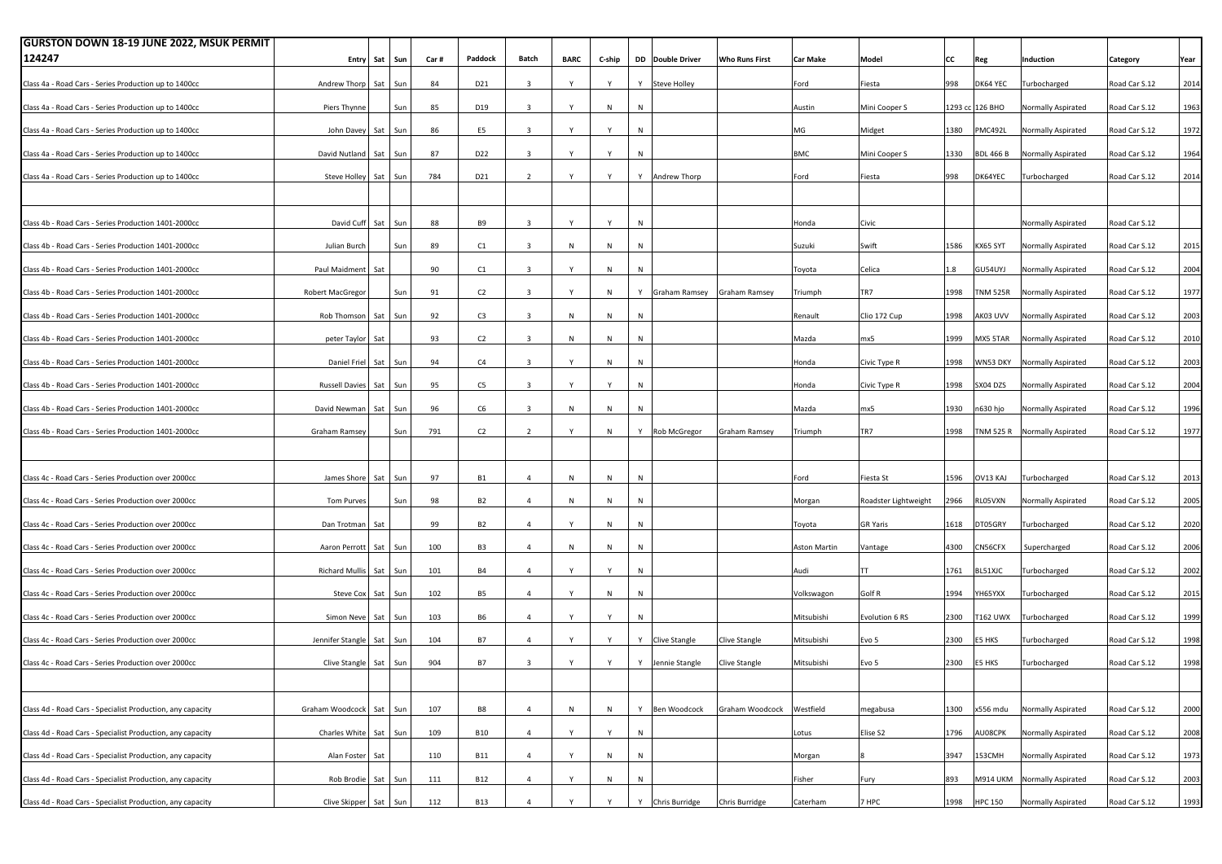| GURSTON DOWN 18-19 JUNE 2022, MSUK PERMIT 124247 | Entry | Sat | Sun | Car # | Paddock | Batch | BARC | C-ship | DD | Double Driver | Who Runs First | Car Make | Model | CC | Reg | Induction | Category | Year |
|---|---|---|---|---|---|---|---|---|---|---|---|---|---|---|---|---|---|---|
| Class 4a - Road Cars - Series Production up to 1400cc | Andrew Thorp | Sat | Sun | 84 | D21 | 3 | Y | Y | Y | Steve Holley | | Ford | Fiesta | 998 | DK64 YEC | Turbocharged | Road Car S.12 | 2014 |
| Class 4a - Road Cars - Series Production up to 1400cc | Piers Thynne | | Sun | 85 | D19 | 3 | Y | N | N | | | Austin | Mini Cooper S | 1293 cc | 126 BHO | Normally Aspirated | Road Car S.12 | 1963 |
| Class 4a - Road Cars - Series Production up to 1400cc | John Davey | Sat | Sun | 86 | E5 | 3 | Y | Y | N | | | MG | Midget | 1380 | PMC492L | Normally Aspirated | Road Car S.12 | 1972 |
| Class 4a - Road Cars - Series Production up to 1400cc | David Nutland | Sat | Sun | 87 | D22 | 3 | Y | Y | N | | | BMC | Mini Cooper S | 1330 | BDL 466 B | Normally Aspirated | Road Car S.12 | 1964 |
| Class 4a - Road Cars - Series Production up to 1400cc | Steve Holley | Sat | Sun | 784 | D21 | 2 | Y | Y | Y | Andrew Thorp | | Ford | Fiesta | 998 | DK64YEC | Turbocharged | Road Car S.12 | 2014 |
| | | | | | | | | | | | | | | | | | | |
| Class 4b - Road Cars - Series Production 1401-2000cc | David Cuff | Sat | Sun | 88 | B9 | 3 | Y | Y | N | | | Honda | Civic | | | Normally Aspirated | Road Car S.12 | |
| Class 4b - Road Cars - Series Production 1401-2000cc | Julian Burch | | Sun | 89 | C1 | 3 | N | N | N | | | Suzuki | Swift | 1586 | KX65 SYT | Normally Aspirated | Road Car S.12 | 2015 |
| Class 4b - Road Cars - Series Production 1401-2000cc | Paul Maidment | Sat | | 90 | C1 | 3 | Y | N | N | | | Toyota | Celica | 1.8 | GU54UYJ | Normally Aspirated | Road Car S.12 | 2004 |
| Class 4b - Road Cars - Series Production 1401-2000cc | Robert MacGregor | | Sun | 91 | C2 | 3 | Y | N | Y | Graham Ramsey | Graham Ramsey | Triumph | TR7 | 1998 | TNM 525R | Normally Aspirated | Road Car S.12 | 1977 |
| Class 4b - Road Cars - Series Production 1401-2000cc | Rob Thomson | Sat | Sun | 92 | C3 | 3 | N | N | N | | | Renault | Clio 172 Cup | 1998 | AK03 UVV | Normally Aspirated | Road Car S.12 | 2003 |
| Class 4b - Road Cars - Series Production 1401-2000cc | peter Taylor | Sat | | 93 | C2 | 3 | N | N | N | | | Mazda | mx5 | 1999 | MX5 5TAR | Normally Aspirated | Road Car S.12 | 2010 |
| Class 4b - Road Cars - Series Production 1401-2000cc | Daniel Friel | Sat | Sun | 94 | C4 | 3 | Y | N | N | | | Honda | Civic Type R | 1998 | WN53 DKY | Normally Aspirated | Road Car S.12 | 2003 |
| Class 4b - Road Cars - Series Production 1401-2000cc | Russell Davies | Sat | Sun | 95 | C5 | 3 | Y | Y | N | | | Honda | Civic Type R | 1998 | SX04 DZS | Normally Aspirated | Road Car S.12 | 2004 |
| Class 4b - Road Cars - Series Production 1401-2000cc | David Newman | Sat | Sun | 96 | C6 | 3 | N | N | N | | | Mazda | mx5 | 1930 | n630 hjo | Normally Aspirated | Road Car S.12 | 1996 |
| Class 4b - Road Cars - Series Production 1401-2000cc | Graham Ramsey | | Sun | 791 | C2 | 2 | Y | N | Y | Rob McGregor | Graham Ramsey | Triumph | TR7 | 1998 | TNM 525 R | Normally Aspirated | Road Car S.12 | 1977 |
| | | | | | | | | | | | | | | | | | | |
| Class 4c - Road Cars - Series Production over 2000cc | James Shore | Sat | Sun | 97 | B1 | 4 | N | N | N | | | Ford | Fiesta St | 1596 | OV13 KAJ | Turbocharged | Road Car S.12 | 2013 |
| Class 4c - Road Cars - Series Production over 2000cc | Tom Purves | | Sun | 98 | B2 | 4 | N | N | N | | | Morgan | Roadster Lightweight | 2966 | RL05VXN | Normally Aspirated | Road Car S.12 | 2005 |
| Class 4c - Road Cars - Series Production over 2000cc | Dan Trotman | Sat | | 99 | B2 | 4 | Y | N | N | | | Toyota | GR Yaris | 1618 | DT05GRY | Turbocharged | Road Car S.12 | 2020 |
| Class 4c - Road Cars - Series Production over 2000cc | Aaron Perrott | Sat | Sun | 100 | B3 | 4 | N | N | N | | | Aston Martin | Vantage | 4300 | CN56CFX | Supercharged | Road Car S.12 | 2006 |
| Class 4c - Road Cars - Series Production over 2000cc | Richard Mullis | Sat | Sun | 101 | B4 | 4 | Y | Y | N | | | Audi | TT | 1761 | BL51XJC | Turbocharged | Road Car S.12 | 2002 |
| Class 4c - Road Cars - Series Production over 2000cc | Steve Cox | Sat | Sun | 102 | B5 | 4 | Y | N | N | | | Volkswagon | Golf R | 1994 | YH65YXX | Turbocharged | Road Car S.12 | 2015 |
| Class 4c - Road Cars - Series Production over 2000cc | Simon Neve | Sat | Sun | 103 | B6 | 4 | Y | Y | N | | | Mitsubishi | Evolution 6 RS | 2300 | T162 UWX | Turbocharged | Road Car S.12 | 1999 |
| Class 4c - Road Cars - Series Production over 2000cc | Jennifer Stangle | Sat | Sun | 104 | B7 | 4 | Y | Y | Y | Clive Stangle | Clive Stangle | Mitsubishi | Evo 5 | 2300 | E5 HKS | Turbocharged | Road Car S.12 | 1998 |
| Class 4c - Road Cars - Series Production over 2000cc | Clive Stangle | Sat | Sun | 904 | B7 | 3 | Y | Y | Y | Jennie Stangle | Clive Stangle | Mitsubishi | Evo 5 | 2300 | E5 HKS | Turbocharged | Road Car S.12 | 1998 |
| | | | | | | | | | | | | | | | | | | |
| Class 4d - Road Cars - Specialist Production, any capacity | Graham Woodcock | Sat | Sun | 107 | B8 | 4 | N | N | Y | Ben Woodcock | Graham Woodcock | Westfield | megabusa | 1300 | x556 mdu | Normally Aspirated | Road Car S.12 | 2000 |
| Class 4d - Road Cars - Specialist Production, any capacity | Charles White | Sat | Sun | 109 | B10 | 4 | Y | Y | N | | | Lotus | Elise S2 | 1796 | AU08CPK | Normally Aspirated | Road Car S.12 | 2008 |
| Class 4d - Road Cars - Specialist Production, any capacity | Alan Foster | Sat | | 110 | B11 | 4 | Y | N | N | | | Morgan | 8 | 3947 | 153CMH | Normally Aspirated | Road Car S.12 | 1973 |
| Class 4d - Road Cars - Specialist Production, any capacity | Rob Brodie | Sat | Sun | 111 | B12 | 4 | Y | N | N | | | Fisher | Fury | 893 | M914 UKM | Normally Aspirated | Road Car S.12 | 2003 |
| Class 4d - Road Cars - Specialist Production, any capacity | Clive Skipper | Sat | Sun | 112 | B13 | 4 | Y | Y | Y | Chris Burridge | Chris Burridge | Caterham | 7 HPC | 1998 | HPC 150 | Normally Aspirated | Road Car S.12 | 1993 |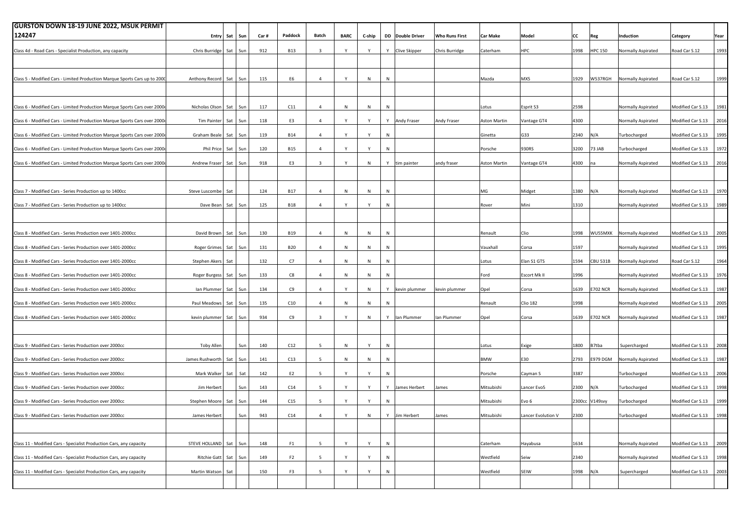| GURSTON DOWN 18-19 JUNE 2022, MSUK PERMIT 124247 | Entry | Sat | Sun | Car # | Paddock | Batch | BARC | C-ship | DD | Double Driver | Who Runs First | Car Make | Model | CC | Reg | Induction | Category | Year |
|---|---|---|---|---|---|---|---|---|---|---|---|---|---|---|---|---|---|---|
| Class 4d - Road Cars - Specialist Production, any capacity | Chris Burridge | Sat | Sun | 912 | B13 | 3 | Y | Y | Y | Clive Skipper | Chris Burridge | Caterham | HPC | 1998 | HPC 150 | Normally Aspirated | Road Car S.12 | 1993 |
| | | | | | | | | | | | | | | | | | | |
| Class 5 - Modified Cars - Limited Production Marque Sports Cars up to 2000 | Anthony Record | Sat | Sun | 115 | E6 | 4 | Y | N | N | | | Mazda | MX5 | 1929 | W537RGH | Normally Aspirated | Road Car S.12 | 1999 |
| | | | | | | | | | | | | | | | | | | |
| Class 6 - Modified Cars - Limited Production Marque Sports Cars over 2000 | Nicholas Olson | Sat | Sun | 117 | C11 | 4 | N | N | N | | | Lotus | Esprit S3 | 2598 | | Normally Aspirated | Modified Car S.13 | 1981 |
| Class 6 - Modified Cars - Limited Production Marque Sports Cars over 2000 | Tim Painter | Sat | Sun | 118 | E3 | 4 | Y | Y | Y | Andy Fraser | Andy Fraser | Aston Martin | Vantage GT4 | 4300 | | Normally Aspirated | Modified Car S.13 | 2016 |
| Class 6 - Modified Cars - Limited Production Marque Sports Cars over 2000 | Graham Beale | Sat | Sun | 119 | B14 | 4 | Y | Y | N | | | Ginetta | G33 | 2340 | N/A | Turbocharged | Modified Car S.13 | 1995 |
| Class 6 - Modified Cars - Limited Production Marque Sports Cars over 2000 | Phil Price | Sat | Sun | 120 | B15 | 4 | Y | Y | N | | | Porsche | 930RS | 3200 | 73 JAB | Turbocharged | Modified Car S.13 | 1972 |
| Class 6 - Modified Cars - Limited Production Marque Sports Cars over 2000 | Andrew Fraser | Sat | Sun | 918 | E3 | 3 | Y | N | Y | tim painter | andy fraser | Aston Martin | Vantage GT4 | 4300 | na | Normally Aspirated | Modified Car S.13 | 2016 |
| | | | | | | | | | | | | | | | | | | |
| Class 7 - Modified Cars - Series Production up to 1400cc | Steve Luscombe | Sat | | 124 | B17 | 4 | N | N | N | | | MG | Midget | 1380 | N/A | Normally Aspirated | Modified Car S.13 | 1970 |
| Class 7 - Modified Cars - Series Production up to 1400cc | Dave Bean | Sat | Sun | 125 | B18 | 4 | Y | Y | N | | | Rover | Mini | 1310 | | Normally Aspirated | Modified Car S.13 | 1989 |
| | | | | | | | | | | | | | | | | | | |
| Class 8 - Modified Cars - Series Production over 1401-2000cc | David Brown | Sat | Sun | 130 | B19 | 4 | N | N | N | | | Renault | Clio | 1998 | WU55MXK | Normally Aspirated | Modified Car S.13 | 2005 |
| Class 8 - Modified Cars - Series Production over 1401-2000cc | Roger Grimes | Sat | Sun | 131 | B20 | 4 | N | N | N | | | Vauxhall | Corsa | 1597 | | Normally Aspirated | Modified Car S.13 | 1995 |
| Class 8 - Modified Cars - Series Production over 1401-2000cc | Stephen Akers | Sat | | 132 | C7 | 4 | N | N | N | | | Lotus | Elan S1 GTS | 1594 | CBU 531B | Normally Aspirated | Road Car S.12 | 1964 |
| Class 8 - Modified Cars - Series Production over 1401-2000cc | Roger Burgess | Sat | Sun | 133 | C8 | 4 | N | N | N | | | Ford | Escort Mk II | 1996 | | Normally Aspirated | Modified Car S.13 | 1976 |
| Class 8 - Modified Cars - Series Production over 1401-2000cc | Ian Plummer | Sat | Sun | 134 | C9 | 4 | Y | N | Y | kevin plummer | kevin plummer | Opel | Corsa | 1639 | E702 NCR | Normally Aspirated | Modified Car S.13 | 1987 |
| Class 8 - Modified Cars - Series Production over 1401-2000cc | Paul Meadows | Sat | Sun | 135 | C10 | 4 | N | N | N | | | Renault | Clio 182 | 1998 | | Normally Aspirated | Modified Car S.13 | 2005 |
| Class 8 - Modified Cars - Series Production over 1401-2000cc | kevin plummer | Sat | Sun | 934 | C9 | 3 | Y | N | Y | Ian Plummer | Ian Plummer | Opel | Corsa | 1639 | E702 NCR | Normally Aspirated | Modified Car S.13 | 1987 |
| | | | | | | | | | | | | | | | | | | |
| Class 9 - Modified Cars - Series Production over 2000cc | Toby Allen | | Sun | 140 | C12 | 5 | N | Y | N | | | Lotus | Exige | 1800 | B7tba | Supercharged | Modified Car S.13 | 2008 |
| Class 9 - Modified Cars - Series Production over 2000cc | James Rushworth | Sat | Sun | 141 | C13 | 5 | N | N | N | | | BMW | E30 | 2793 | E979 DGM | Normally Aspirated | Modified Car S.13 | 1987 |
| Class 9 - Modified Cars - Series Production over 2000cc | Mark Walker | Sat | Sat | 142 | E2 | 5 | Y | Y | N | | | Porsche | Cayman S | 3387 | | Turbocharged | Modified Car S.13 | 2006 |
| Class 9 - Modified Cars - Series Production over 2000cc | Jim Herbert | | Sun | 143 | C14 | 5 | Y | Y | Y | James Herbert | James | Mitsubishi | Lancer Evo5 | 2300 | N/A | Turbocharged | Modified Car S.13 | 1998 |
| Class 9 - Modified Cars - Series Production over 2000cc | Stephen Moore | Sat | Sun | 144 | C15 | 5 | Y | Y | N | | | Mitsubishi | Evo 6 | 2300cc | V149svy | Turbocharged | Modified Car S.13 | 1999 |
| Class 9 - Modified Cars - Series Production over 2000cc | James Herbert | | Sun | 943 | C14 | 4 | Y | N | Y | Jim Herbert | James | Mitsubishi | Lancer Evolution V | 2300 | | Turbocharged | Modified Car S.13 | 1998 |
| | | | | | | | | | | | | | | | | | | |
| Class 11 - Modified Cars - Specialist Production Cars, any capacity | STEVE HOLLAND | Sat | Sun | 148 | F1 | 5 | Y | Y | N | | | Caterham | Hayabusa | 1634 | | Normally Aspirated | Modified Car S.13 | 2009 |
| Class 11 - Modified Cars - Specialist Production Cars, any capacity | Ritchie Gatt | Sat | Sun | 149 | F2 | 5 | Y | Y | N | | | Westfield | Seiw | 2340 | | Normally Aspirated | Modified Car S.13 | 1998 |
| Class 11 - Modified Cars - Specialist Production Cars, any capacity | Martin Watson | Sat | | 150 | F3 | 5 | Y | Y | N | | | Westfield | SEIW | 1998 | N/A | Supercharged | Modified Car S.13 | 2003 |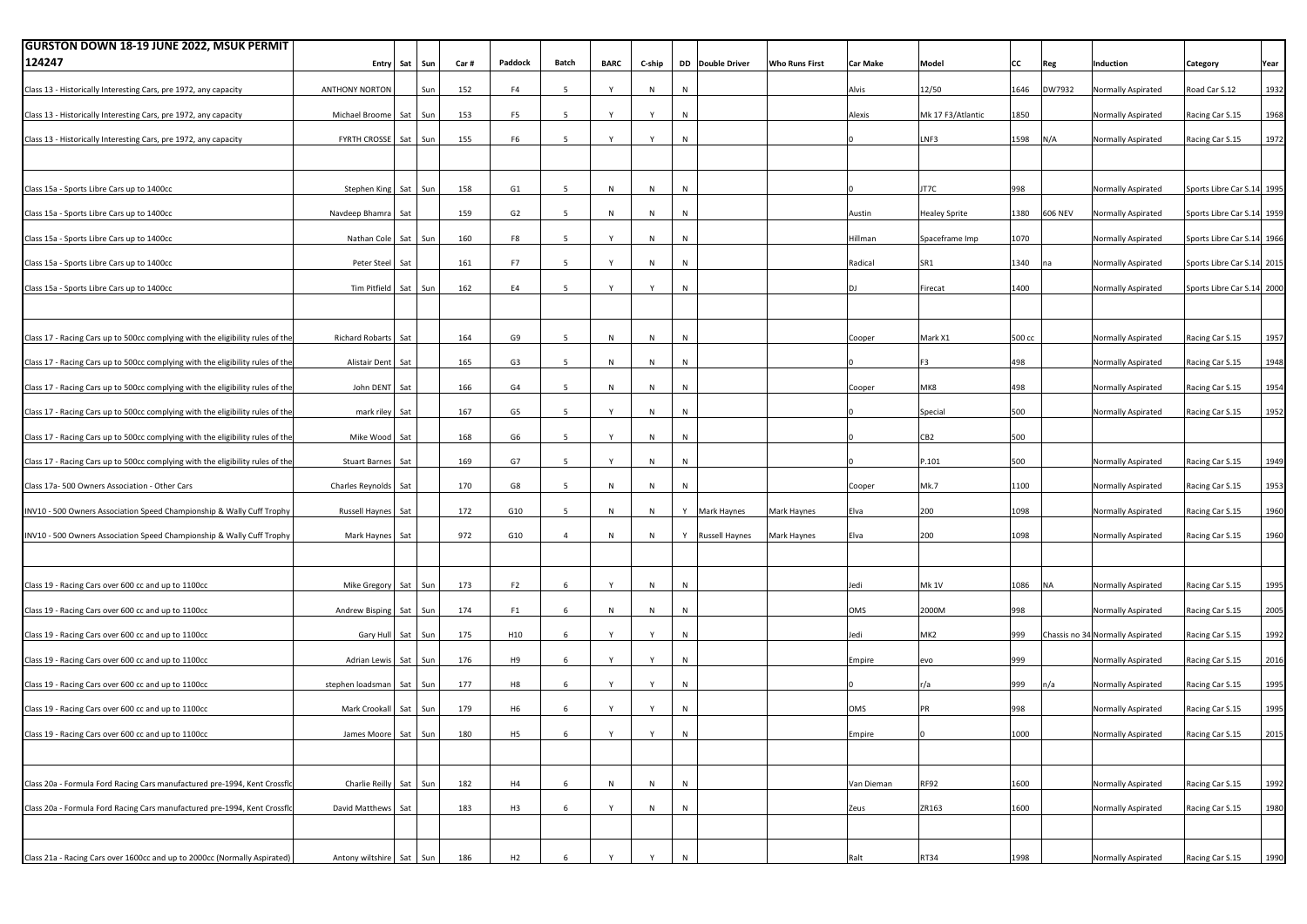| GURSTON DOWN 18-19 JUNE 2022, MSUK PERMIT 124247 | Entry | Sat | Sun | Car # | Paddock | Batch | BARC | C-ship | DD | Double Driver | Who Runs First | Car Make | Model | CC | Reg | Induction | Category | Year |
|---|---|---|---|---|---|---|---|---|---|---|---|---|---|---|---|---|---|---|
| Class 13 - Historically Interesting Cars, pre 1972, any capacity | ANTHONY NORTON | | Sun | 152 | F4 | 5 | Y | N | N | | | Alvis | 12/50 | 1646 | DW7932 | Normally Aspirated | Road Car S.12 | 1932 |
| Class 13 - Historically Interesting Cars, pre 1972, any capacity | Michael Broome | Sat | Sun | 153 | F5 | 5 | Y | Y | N | | | Alexis | Mk 17 F3/Atlantic | 1850 | | Normally Aspirated | Racing Car S.15 | 1968 |
| Class 13 - Historically Interesting Cars, pre 1972, any capacity | FYRTH CROSSE | Sat | Sun | 155 | F6 | 5 | Y | Y | N | | | 0 | LNF3 | 1598 | N/A | Normally Aspirated | Racing Car S.15 | 1972 |
| | | | | | | | | | | | | | | | | | | |
| Class 15a - Sports Libre Cars up to 1400cc | Stephen King | Sat | Sun | 158 | G1 | 5 | N | N | N | | | 0 | JT7C | 998 | | Normally Aspirated | Sports Libre Car S.14 | 1995 |
| Class 15a - Sports Libre Cars up to 1400cc | Navdeep Bhamra | Sat | | 159 | G2 | 5 | N | N | N | | | Austin | Healey Sprite | 1380 | 606 NEV | Normally Aspirated | Sports Libre Car S.14 | 1959 |
| Class 15a - Sports Libre Cars up to 1400cc | Nathan Cole | Sat | Sun | 160 | F8 | 5 | Y | N | N | | | Hillman | Spaceframe Imp | 1070 | | Normally Aspirated | Sports Libre Car S.14 | 1966 |
| Class 15a - Sports Libre Cars up to 1400cc | Peter Steel | Sat | | 161 | F7 | 5 | Y | N | N | | | Radical | SR1 | 1340 | na | Normally Aspirated | Sports Libre Car S.14 | 2015 |
| Class 15a - Sports Libre Cars up to 1400cc | Tim Pitfield | Sat | Sun | 162 | E4 | 5 | Y | Y | N | | | DJ | Firecat | 1400 | | Normally Aspirated | Sports Libre Car S.14 | 2000 |
| | | | | | | | | | | | | | | | | | | |
| Class 17 - Racing Cars up to 500cc complying with the eligibility rules of the | Richard Robarts | Sat | | 164 | G9 | 5 | N | N | N | | | Cooper | Mark X1 | 500 cc | | Normally Aspirated | Racing Car S.15 | 1957 |
| Class 17 - Racing Cars up to 500cc complying with the eligibility rules of the | Alistair Dent | Sat | | 165 | G3 | 5 | N | N | N | | | 0 | F3 | 498 | | Normally Aspirated | Racing Car S.15 | 1948 |
| Class 17 - Racing Cars up to 500cc complying with the eligibility rules of the | John DENT | Sat | | 166 | G4 | 5 | N | N | N | | | Cooper | MK8 | 498 | | Normally Aspirated | Racing Car S.15 | 1954 |
| Class 17 - Racing Cars up to 500cc complying with the eligibility rules of the | mark riley | Sat | | 167 | G5 | 5 | Y | N | N | | | 0 | Special | 500 | | Normally Aspirated | Racing Car S.15 | 1952 |
| Class 17 - Racing Cars up to 500cc complying with the eligibility rules of the | Mike Wood | Sat | | 168 | G6 | 5 | Y | N | N | | | 0 | CB2 | 500 | | | | |
| Class 17 - Racing Cars up to 500cc complying with the eligibility rules of the | Stuart Barnes | Sat | | 169 | G7 | 5 | Y | N | N | | | 0 | P.101 | 500 | | Normally Aspirated | Racing Car S.15 | 1949 |
| Class 17a- 500 Owners Association - Other Cars | Charles Reynolds | Sat | | 170 | G8 | 5 | N | N | N | | | Cooper | Mk.7 | 1100 | | Normally Aspirated | Racing Car S.15 | 1953 |
| INV10 - 500 Owners Association Speed Championship & Wally Cuff Trophy | Russell Haynes | Sat | | 172 | G10 | 5 | N | N | Y | Mark Haynes | Mark Haynes | Elva | 200 | 1098 | | Normally Aspirated | Racing Car S.15 | 1960 |
| INV10 - 500 Owners Association Speed Championship & Wally Cuff Trophy | Mark Haynes | Sat | | 972 | G10 | 4 | N | N | Y | Russell Haynes | Mark Haynes | Elva | 200 | 1098 | | Normally Aspirated | Racing Car S.15 | 1960 |
| | | | | | | | | | | | | | | | | | | |
| Class 19 - Racing Cars over 600 cc and up to 1100cc | Mike Gregory | Sat | Sun | 173 | F2 | 6 | Y | N | N | | | Jedi | Mk 1V | 1086 | NA | Normally Aspirated | Racing Car S.15 | 1995 |
| Class 19 - Racing Cars over 600 cc and up to 1100cc | Andrew Bisping | Sat | Sun | 174 | F1 | 6 | N | N | N | | | OMS | 2000M | 998 | | Normally Aspirated | Racing Car S.15 | 2005 |
| Class 19 - Racing Cars over 600 cc and up to 1100cc | Gary Hull | Sat | Sun | 175 | H10 | 6 | Y | Y | N | | | Jedi | MK2 | 999 | Chassis no 34 | Normally Aspirated | Racing Car S.15 | 1992 |
| Class 19 - Racing Cars over 600 cc and up to 1100cc | Adrian Lewis | Sat | Sun | 176 | H9 | 6 | Y | Y | N | | | Empire | evo | 999 | | Normally Aspirated | Racing Car S.15 | 2016 |
| Class 19 - Racing Cars over 600 cc and up to 1100cc | stephen loadsman | Sat | Sun | 177 | H8 | 6 | Y | Y | N | | | 0 | r/a | 999 | n/a | Normally Aspirated | Racing Car S.15 | 1995 |
| Class 19 - Racing Cars over 600 cc and up to 1100cc | Mark Crookall | Sat | Sun | 179 | H6 | 6 | Y | Y | N | | | OMS | PR | 998 | | Normally Aspirated | Racing Car S.15 | 1995 |
| Class 19 - Racing Cars over 600 cc and up to 1100cc | James Moore | Sat | Sun | 180 | H5 | 6 | Y | Y | N | | | Empire | 0 | 1000 | | Normally Aspirated | Racing Car S.15 | 2015 |
| | | | | | | | | | | | | | | | | | | |
| Class 20a - Formula Ford Racing Cars manufactured pre-1994, Kent Crossflo | Charlie Reilly | Sat | Sun | 182 | H4 | 6 | N | N | N | | | Van Dieman | RF92 | 1600 | | Normally Aspirated | Racing Car S.15 | 1992 |
| Class 20a - Formula Ford Racing Cars manufactured pre-1994, Kent Crossflo | David Matthews | Sat | | 183 | H3 | 6 | Y | N | N | | | Zeus | ZR163 | 1600 | | Normally Aspirated | Racing Car S.15 | 1980 |
| | | | | | | | | | | | | | | | | | | |
| Class 21a - Racing Cars over 1600cc and up to 2000cc (Normally Aspirated) | Antony wiltshire | Sat | Sun | 186 | H2 | 6 | Y | Y | N | | | Ralt | RT34 | 1998 | | Normally Aspirated | Racing Car S.15 | 1990 |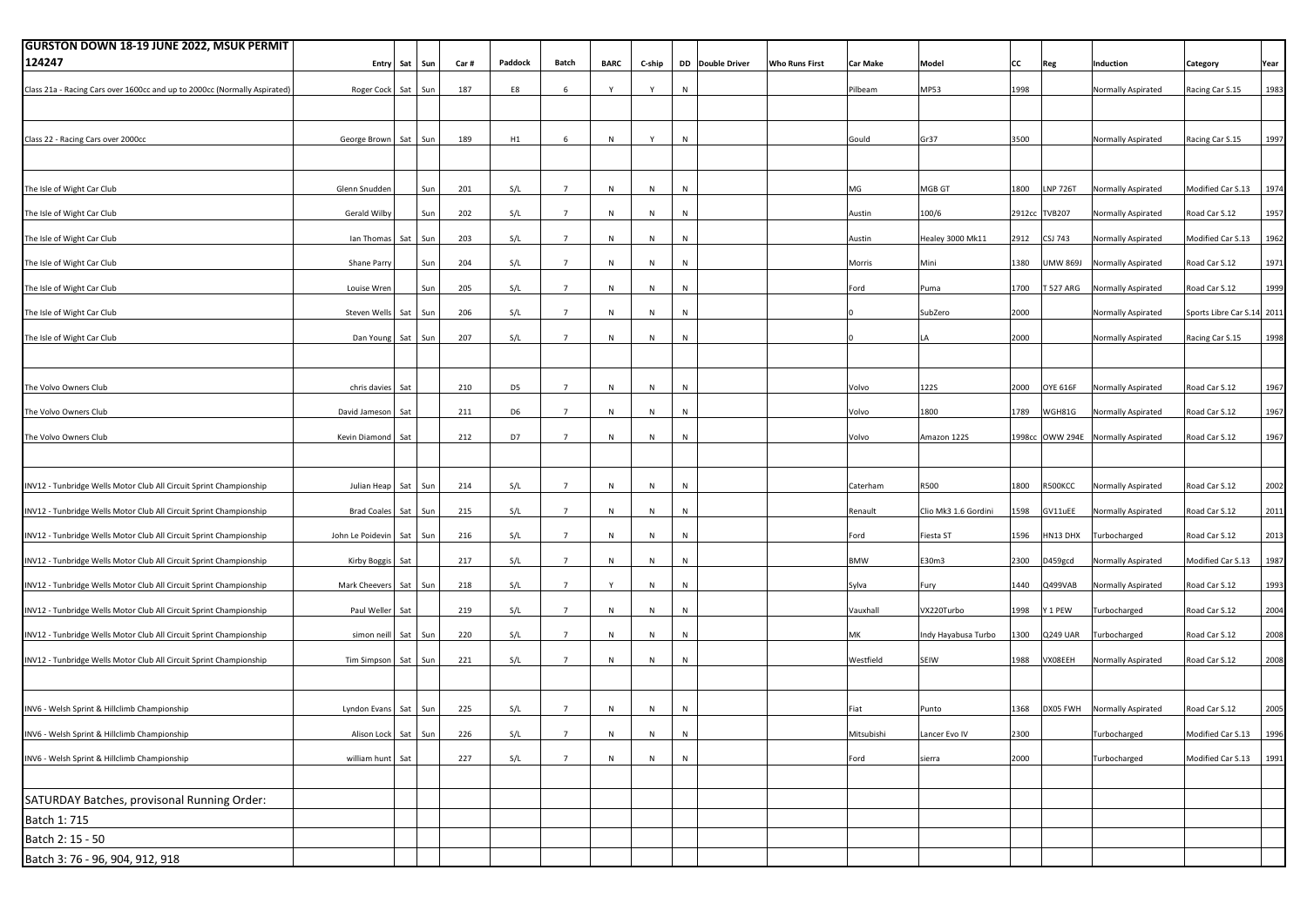| GURSTON DOWN 18-19 JUNE 2022, MSUK PERMIT 124247 | Entry | Sat | Sun | Car # | Paddock | Batch | BARC | C-ship | DD | Double Driver | Who Runs First | Car Make | Model | CC | Reg | Induction | Category | Year |
|---|---|---|---|---|---|---|---|---|---|---|---|---|---|---|---|---|---|---|
| Class 21a - Racing Cars over 1600cc and up to 2000cc (Normally Aspirated) | Roger Cock | Sat | Sun | 187 | E8 | 6 | Y | Y | N | | | Pilbeam | MP53 | 1998 | | Normally Aspirated | Racing Car S.15 | 1983 |
| | | | | | | | | | | | | | | | | | | |
| Class 22 - Racing Cars over 2000cc | George Brown | Sat | Sun | 189 | H1 | 6 | N | Y | N | | | Gould | Gr37 | 3500 | | Normally Aspirated | Racing Car S.15 | 1997 |
| | | | | | | | | | | | | | | | | | | |
| The Isle of Wight Car Club | Glenn Snudden | | Sun | 201 | S/L | 7 | N | N | N | | | MG | MGB GT | 1800 | LNP 726T | Normally Aspirated | Modified Car S.13 | 1974 |
| The Isle of Wight Car Club | Gerald Wilby | | Sun | 202 | S/L | 7 | N | N | N | | | Austin | 100/6 | 2912cc | TVB207 | Normally Aspirated | Road Car S.12 | 1957 |
| The Isle of Wight Car Club | Ian Thomas | Sat | Sun | 203 | S/L | 7 | N | N | N | | | Austin | Healey 3000 Mk11 | 2912 | CSJ 743 | Normally Aspirated | Modified Car S.13 | 1962 |
| The Isle of Wight Car Club | Shane Parry | | Sun | 204 | S/L | 7 | N | N | N | | | Morris | Mini | 1380 | UMW 869J | Normally Aspirated | Road Car S.12 | 1971 |
| The Isle of Wight Car Club | Louise Wren | | Sun | 205 | S/L | 7 | N | N | N | | | Ford | Puma | 1700 | T 527 ARG | Normally Aspirated | Road Car S.12 | 1999 |
| The Isle of Wight Car Club | Steven Wells | Sat | Sun | 206 | S/L | 7 | N | N | N | | | 0 | SubZero | 2000 | | Normally Aspirated | Sports Libre Car S.14 | 2011 |
| The Isle of Wight Car Club | Dan Young | Sat | Sun | 207 | S/L | 7 | N | N | N | | | 0 | LA | 2000 | | Normally Aspirated | Racing Car S.15 | 1998 |
| | | | | | | | | | | | | | | | | | | |
| The Volvo Owners Club | chris davies | Sat | | 210 | D5 | 7 | N | N | N | | | Volvo | 122S | 2000 | OYE 616F | Normally Aspirated | Road Car S.12 | 1967 |
| The Volvo Owners Club | David Jameson | Sat | | 211 | D6 | 7 | N | N | N | | | Volvo | 1800 | 1789 | WGH81G | Normally Aspirated | Road Car S.12 | 1967 |
| The Volvo Owners Club | Kevin Diamond | Sat | | 212 | D7 | 7 | N | N | N | | | Volvo | Amazon 122S | 1998cc | OWW 294E | Normally Aspirated | Road Car S.12 | 1967 |
| | | | | | | | | | | | | | | | | | | |
| INV12 - Tunbridge Wells Motor Club All Circuit Sprint Championship | Julian Heap | Sat | Sun | 214 | S/L | 7 | N | N | N | | | Caterham | R500 | 1800 | R500KCC | Normally Aspirated | Road Car S.12 | 2002 |
| INV12 - Tunbridge Wells Motor Club All Circuit Sprint Championship | Brad Coales | Sat | Sun | 215 | S/L | 7 | N | N | N | | | Renault | Clio Mk3 1.6 Gordini | 1598 | GV11uEE | Normally Aspirated | Road Car S.12 | 2011 |
| INV12 - Tunbridge Wells Motor Club All Circuit Sprint Championship | John Le Poidevin | Sat | Sun | 216 | S/L | 7 | N | N | N | | | Ford | Fiesta ST | 1596 | HN13 DHX | Turbocharged | Road Car S.12 | 2013 |
| INV12 - Tunbridge Wells Motor Club All Circuit Sprint Championship | Kirby Boggis | Sat | | 217 | S/L | 7 | N | N | N | | | BMW | E30m3 | 2300 | D459gcd | Normally Aspirated | Modified Car S.13 | 1987 |
| INV12 - Tunbridge Wells Motor Club All Circuit Sprint Championship | Mark Cheevers | Sat | Sun | 218 | S/L | 7 | Y | N | N | | | Sylva | Fury | 1440 | Q499VAB | Normally Aspirated | Road Car S.12 | 1993 |
| INV12 - Tunbridge Wells Motor Club All Circuit Sprint Championship | Paul Weller | Sat | | 219 | S/L | 7 | N | N | N | | | Vauxhall | VX220Turbo | 1998 | Y 1 PEW | Turbocharged | Road Car S.12 | 2004 |
| INV12 - Tunbridge Wells Motor Club All Circuit Sprint Championship | simon neill | Sat | Sun | 220 | S/L | 7 | N | N | N | | | MK | Indy Hayabusa Turbo | 1300 | Q249 UAR | Turbocharged | Road Car S.12 | 2008 |
| INV12 - Tunbridge Wells Motor Club All Circuit Sprint Championship | Tim Simpson | Sat | Sun | 221 | S/L | 7 | N | N | N | | | Westfield | SEIW | 1988 | VX08EEH | Normally Aspirated | Road Car S.12 | 2008 |
| | | | | | | | | | | | | | | | | | | |
| INV6 - Welsh Sprint & Hillclimb Championship | Lyndon Evans | Sat | Sun | 225 | S/L | 7 | N | N | N | | | Fiat | Punto | 1368 | DX05 FWH | Normally Aspirated | Road Car S.12 | 2005 |
| INV6 - Welsh Sprint & Hillclimb Championship | Alison Lock | Sat | Sun | 226 | S/L | 7 | N | N | N | | | Mitsubishi | Lancer Evo IV | 2300 | | Turbocharged | Modified Car S.13 | 1996 |
| INV6 - Welsh Sprint & Hillclimb Championship | william hunt | Sat | | 227 | S/L | 7 | N | N | N | | | Ford | sierra | 2000 | | Turbocharged | Modified Car S.13 | 1991 |
| | | | | | | | | | | | | | | | | | | |
| SATURDAY Batches, provisonal Running Order: | | | | | | | | | | | | | | | | | | |
| Batch 1: 715 | | | | | | | | | | | | | | | | | | |
| Batch 2: 15 - 50 | | | | | | | | | | | | | | | | | | |
| Batch 3: 76 - 96, 904, 912, 918 | | | | | | | | | | | | | | | | | | |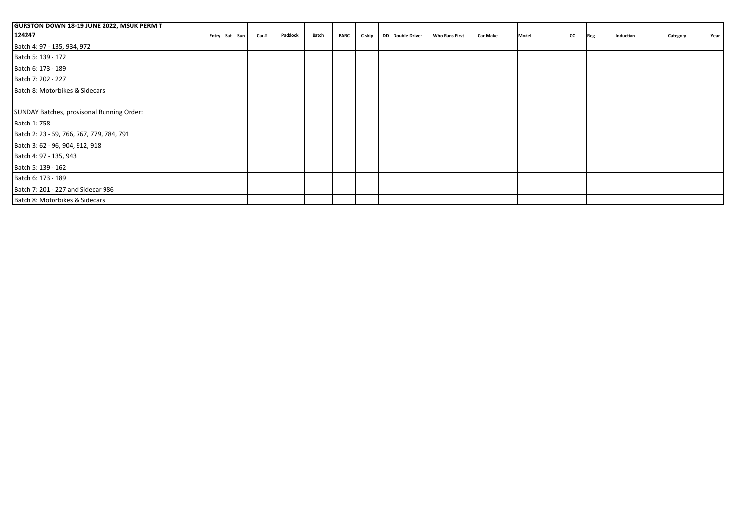| GURSTON DOWN 18-19 JUNE 2022, MSUK PERMIT 124247 | Entry | Sat | Sun | Car # | Paddock | Batch | BARC | C-ship | DD | Double Driver | Who Runs First | Car Make | Model | CC | Reg | Induction | Category | Year |
|---|---|---|---|---|---|---|---|---|---|---|---|---|---|---|---|---|---|---|
| Batch 4: 97 - 135, 934, 972 | | | | | | | | | | | | | | | | | | |
| Batch 5: 139 - 172 | | | | | | | | | | | | | | | | | | |
| Batch 6: 173 - 189 | | | | | | | | | | | | | | | | | | |
| Batch 7: 202 - 227 | | | | | | | | | | | | | | | | | | |
| Batch 8: Motorbikes & Sidecars | | | | | | | | | | | | | | | | | | |
| | | | | | | | | | | | | | | | | | | |
| SUNDAY Batches, provisonal Running Order: | | | | | | | | | | | | | | | | | | |
| Batch 1: 758 | | | | | | | | | | | | | | | | | | |
| Batch 2: 23 - 59, 766, 767, 779, 784, 791 | | | | | | | | | | | | | | | | | | |
| Batch 3: 62 - 96, 904, 912, 918 | | | | | | | | | | | | | | | | | | |
| Batch 4: 97 - 135, 943 | | | | | | | | | | | | | | | | | | |
| Batch 5: 139 - 162 | | | | | | | | | | | | | | | | | | |
| Batch 6: 173 - 189 | | | | | | | | | | | | | | | | | | |
| Batch 7: 201 - 227 and Sidecar 986 | | | | | | | | | | | | | | | | | | |
| Batch 8: Motorbikes & Sidecars | | | | | | | | | | | | | | | | | | |